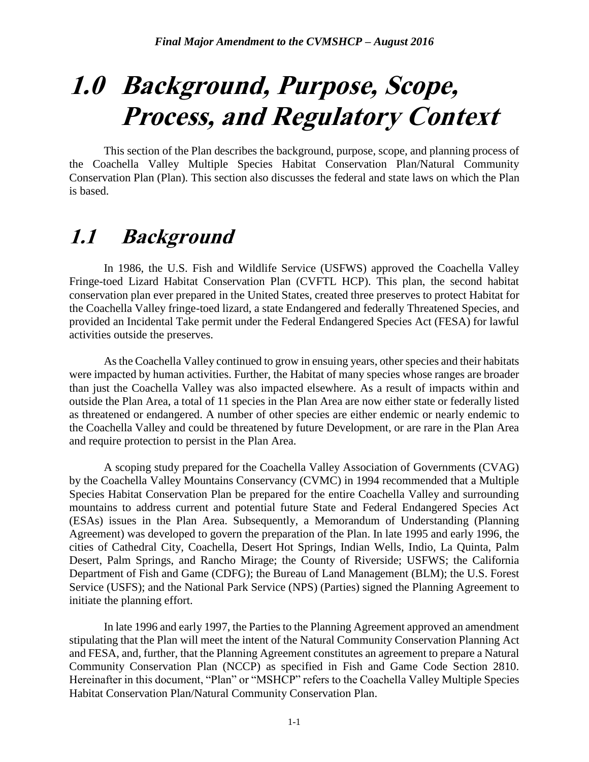# 1.0 Background, Purpose, Scope, Process, and Regulatory Context

This section of the Plan describes the background, purpose, scope, and planning process of the Coachella Valley Multiple Species Habitat Conservation Plan/Natural Community Conservation Plan (Plan). This section also discusses the federal and state laws on which the Plan is based.

## 1.1 Background

In 1986, the U.S. Fish and Wildlife Service (USFWS) approved the Coachella Valley Fringe-toed Lizard Habitat Conservation Plan (CVFTL HCP). This plan, the second habitat conservation plan ever prepared in the United States, created three preserves to protect Habitat for the Coachella Valley fringe-toed lizard, a state Endangered and federally Threatened Species, and provided an Incidental Take permit under the Federal Endangered Species Act (FESA) for lawful activities outside the preserves.

As the Coachella Valley continued to grow in ensuing years, other species and their habitats were impacted by human activities. Further, the Habitat of many species whose ranges are broader than just the Coachella Valley was also impacted elsewhere. As a result of impacts within and outside the Plan Area, a total of 11 species in the Plan Area are now either state or federally listed as threatened or endangered. A number of other species are either endemic or nearly endemic to the Coachella Valley and could be threatened by future Development, or are rare in the Plan Area and require protection to persist in the Plan Area.

A scoping study prepared for the Coachella Valley Association of Governments (CVAG) by the Coachella Valley Mountains Conservancy (CVMC) in 1994 recommended that a Multiple Species Habitat Conservation Plan be prepared for the entire Coachella Valley and surrounding mountains to address current and potential future State and Federal Endangered Species Act (ESAs) issues in the Plan Area. Subsequently, a Memorandum of Understanding (Planning Agreement) was developed to govern the preparation of the Plan. In late 1995 and early 1996, the cities of Cathedral City, Coachella, Desert Hot Springs, Indian Wells, Indio, La Quinta, Palm Desert, Palm Springs, and Rancho Mirage; the County of Riverside; USFWS; the California Department of Fish and Game (CDFG); the Bureau of Land Management (BLM); the U.S. Forest Service (USFS); and the National Park Service (NPS) (Parties) signed the Planning Agreement to initiate the planning effort.

In late 1996 and early 1997, the Parties to the Planning Agreement approved an amendment stipulating that the Plan will meet the intent of the Natural Community Conservation Planning Act and FESA, and, further, that the Planning Agreement constitutes an agreement to prepare a Natural Community Conservation Plan (NCCP) as specified in Fish and Game Code Section 2810. Hereinafter in this document, "Plan" or "MSHCP" refers to the Coachella Valley Multiple Species Habitat Conservation Plan/Natural Community Conservation Plan.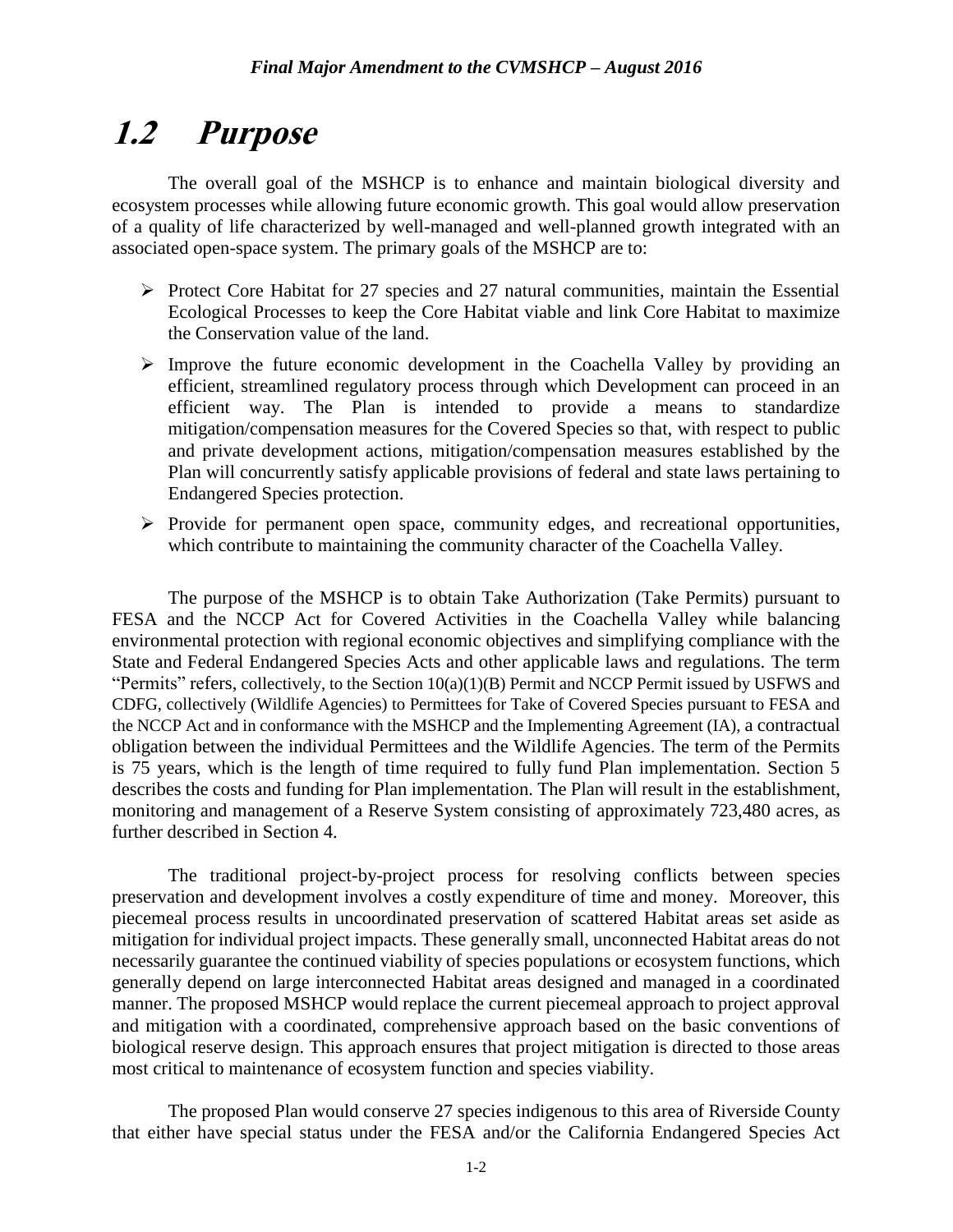## *1.2 Purpose*

The overall goal of the MSHCP is to enhance and maintain biological diversity and ecosystem processes while allowing future economic growth. This goal would allow preservation of a quality of life characterized by well-managed and well-planned growth integrated with an associated open-space system. The primary goals of the MSHCP are to:

- Protect Core Habitat for 27 species and 27 natural communities, maintain the Essential Ecological Processes to keep the Core Habitat viable and link Core Habitat to maximize the Conservation value of the land.
- Improve the future economic development in the Coachella Valley by providing an efficient, streamlined regulatory process through which Development can proceed in an efficient way. The Plan is intended to provide a means to standardize mitigation/compensation measures for the Covered Species so that, with respect to public and private development actions, mitigation/compensation measures established by the Plan will concurrently satisfy applicable provisions of federal and state laws pertaining to Endangered Species protection.
- Provide for permanent open space, community edges, and recreational opportunities, which contribute to maintaining the community character of the Coachella Valley.

The purpose of the MSHCP is to obtain Take Authorization (Take Permits) pursuant to FESA and the NCCP Act for Covered Activities in the Coachella Valley while balancing environmental protection with regional economic objectives and simplifying compliance with the State and Federal Endangered Species Acts and other applicable laws and regulations. The term "Permits" refers, collectively, to the Section 10(a)(1)(B) Permit and NCCP Permit issued by USFWS and CDFG, collectively (Wildlife Agencies) to Permittees for Take of Covered Species pursuant to FESA and the NCCP Act and in conformance with the MSHCP and the Implementing Agreement (IA), a contractual obligation between the individual Permittees and the Wildlife Agencies. The term of the Permits is 75 years, which is the length of time required to fully fund Plan implementation. Section 5 describes the costs and funding for Plan implementation. The Plan will result in the establishment, monitoring and management of a Reserve System consisting of approximately 723,480 acres, as further described in Section 4.

The traditional project-by-project process for resolving conflicts between species preservation and development involves a costly expenditure of time and money. Moreover, this piecemeal process results in uncoordinated preservation of scattered Habitat areas set aside as mitigation for individual project impacts. These generally small, unconnected Habitat areas do not necessarily guarantee the continued viability of species populations or ecosystem functions, which generally depend on large interconnected Habitat areas designed and managed in a coordinated manner. The proposed MSHCP would replace the current piecemeal approach to project approval and mitigation with a coordinated, comprehensive approach based on the basic conventions of biological reserve design. This approach ensures that project mitigation is directed to those areas most critical to maintenance of ecosystem function and species viability.

The proposed Plan would conserve 27 species indigenous to this area of Riverside County that either have special status under the FESA and/or the California Endangered Species Act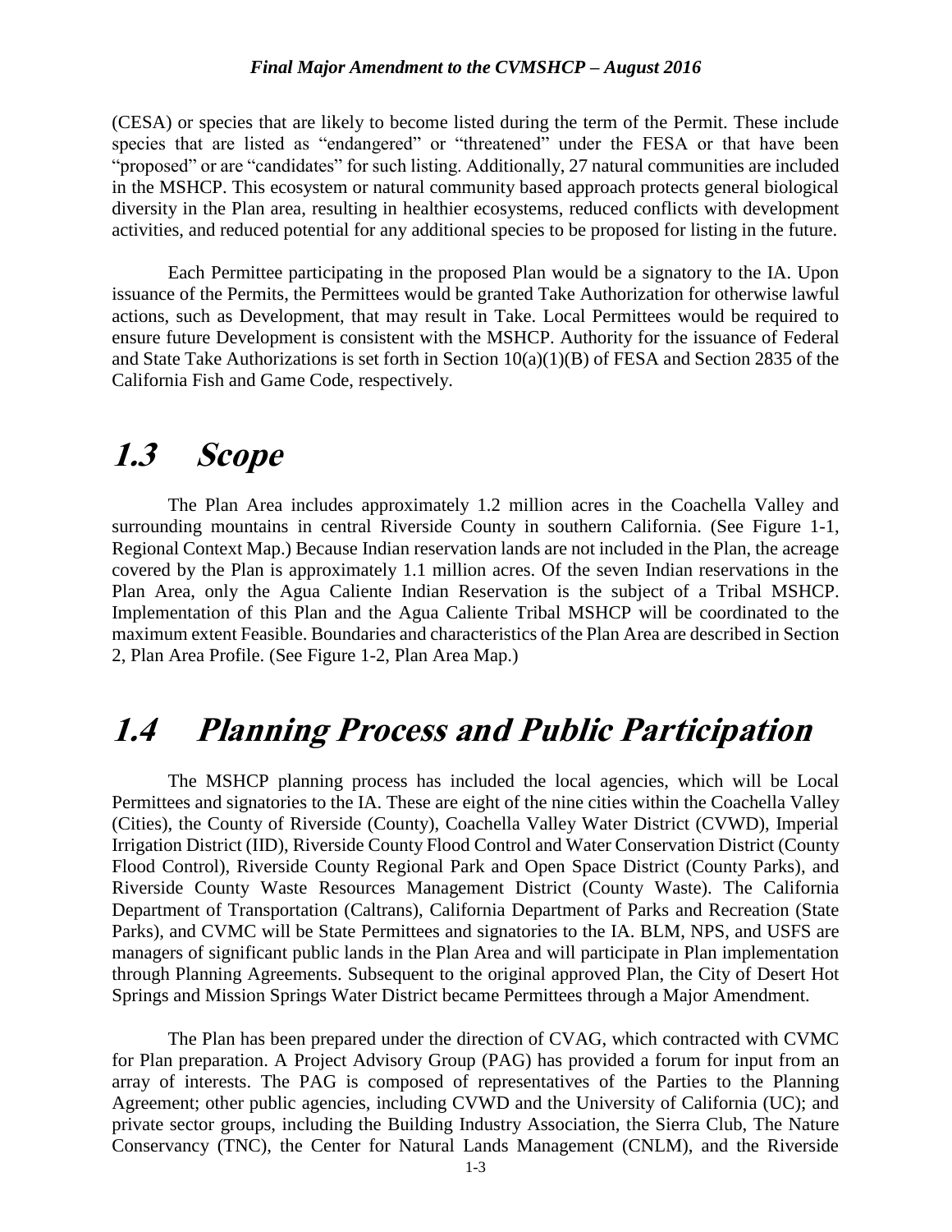(CESA) or species that are likely to become listed during the term of the Permit. These include species that are listed as "endangered" or "threatened" under the FESA or that have been "proposed" or are "candidates" for such listing. Additionally, 27 natural communities are included in the MSHCP. This ecosystem or natural community based approach protects general biological diversity in the Plan area, resulting in healthier ecosystems, reduced conflicts with development activities, and reduced potential for any additional species to be proposed for listing in the future.

Each Permittee participating in the proposed Plan would be a signatory to the IA. Upon issuance of the Permits, the Permittees would be granted Take Authorization for otherwise lawful actions, such as Development, that may result in Take. Local Permittees would be required to ensure future Development is consistent with the MSHCP. Authority for the issuance of Federal and State Take Authorizations is set forth in Section 10(a)(1)(B) of FESA and Section 2835 of the California Fish and Game Code, respectively.

# 1.3 Scope

The Plan Area includes approximately 1.2 million acres in the Coachella Valley and surrounding mountains in central Riverside County in southern California. (See Figure 1-1, Regional Context Map.) Because Indian reservation lands are not included in the Plan, the acreage covered by the Plan is approximately 1.1 million acres. Of the seven Indian reservations in the Plan Area, only the Agua Caliente Indian Reservation is the subject of a Tribal MSHCP. Implementation of this Plan and the Agua Caliente Tribal MSHCP will be coordinated to the maximum extent Feasible. Boundaries and characteristics of the Plan Area are described in Section 2, Plan Area Profile. (See Figure 1-2, Plan Area Map.)

# 1.4 Planning Process and Public Participation

The MSHCP planning process has included the local agencies, which will be Local Permittees and signatories to the IA. These are eight of the nine cities within the Coachella Valley (Cities), the County of Riverside (County), Coachella Valley Water District (CVWD), Imperial Irrigation District (IID), Riverside County Flood Control and Water Conservation District (County Flood Control), Riverside County Regional Park and Open Space District (County Parks), and Riverside County Waste Resources Management District (County Waste). The California Department of Transportation (Caltrans), California Department of Parks and Recreation (State Parks), and CVMC will be State Permittees and signatories to the IA. BLM, NPS, and USFS are managers of significant public lands in the Plan Area and will participate in Plan implementation through Planning Agreements. Subsequent to the original approved Plan, the City of Desert Hot Springs and Mission Springs Water District became Permittees through a Major Amendment.

The Plan has been prepared under the direction of CVAG, which contracted with CVMC for Plan preparation. A Project Advisory Group (PAG) has provided a forum for input from an array of interests. The PAG is composed of representatives of the Parties to the Planning Agreement; other public agencies, including CVWD and the University of California (UC); and private sector groups, including the Building Industry Association, the Sierra Club, The Nature Conservancy (TNC), the Center for Natural Lands Management (CNLM), and the Riverside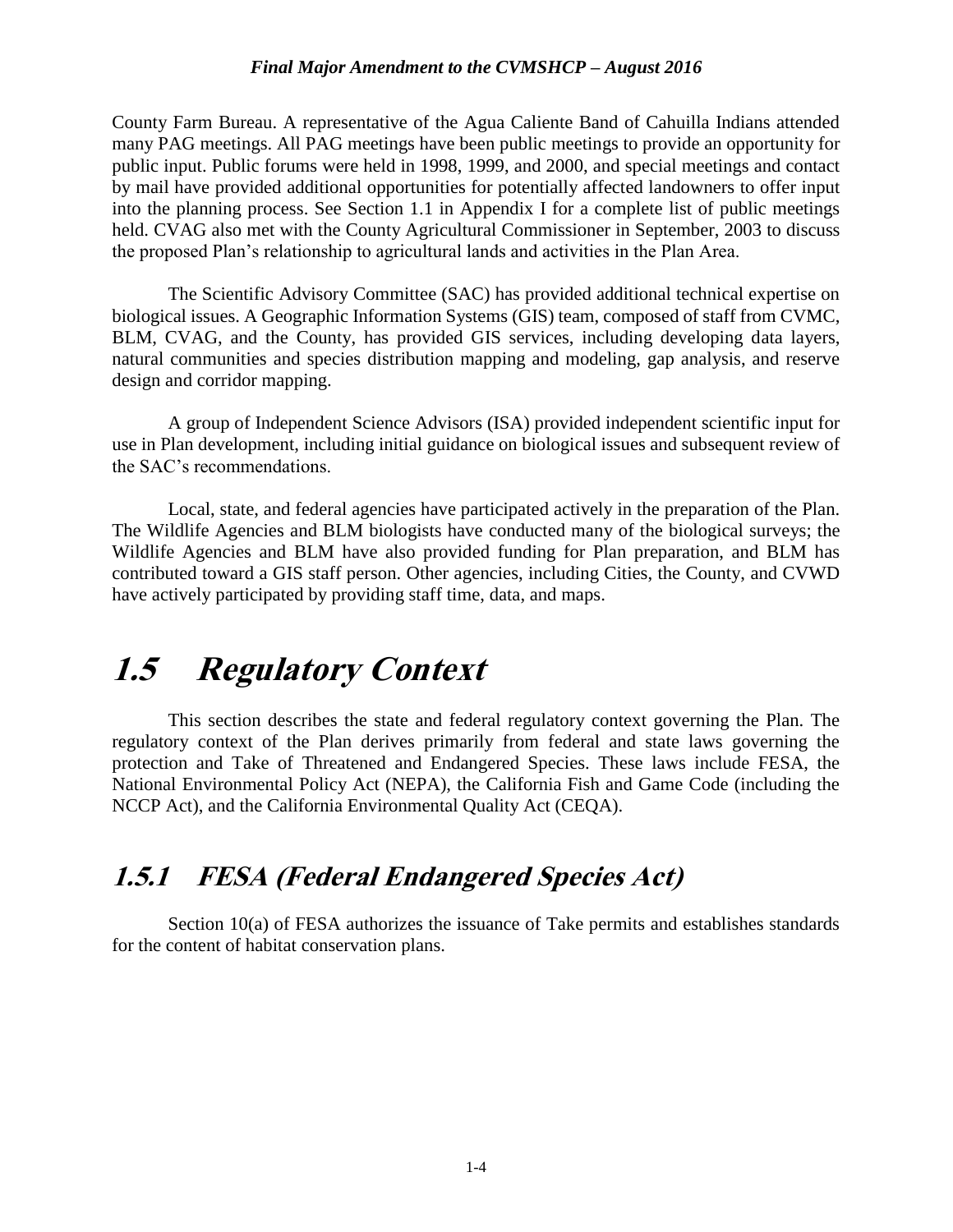County Farm Bureau. A representative of the Agua Caliente Band of Cahuilla Indians attended many PAG meetings. All PAG meetings have been public meetings to provide an opportunity for public input. Public forums were held in 1998, 1999, and 2000, and special meetings and contact by mail have provided additional opportunities for potentially affected landowners to offer input into the planning process. See Section 1.1 in Appendix I for a complete list of public meetings held. CVAG also met with the County Agricultural Commissioner in September, 2003 to discuss the proposed Plan's relationship to agricultural lands and activities in the Plan Area.

The Scientific Advisory Committee (SAC) has provided additional technical expertise on biological issues. A Geographic Information Systems (GIS) team, composed of staff from CVMC, BLM, CVAG, and the County, has provided GIS services, including developing data layers, natural communities and species distribution mapping and modeling, gap analysis, and reserve design and corridor mapping.

A group of Independent Science Advisors (ISA) provided independent scientific input for use in Plan development, including initial guidance on biological issues and subsequent review of the SAC's recommendations.

Local, state, and federal agencies have participated actively in the preparation of the Plan. The Wildlife Agencies and BLM biologists have conducted many of the biological surveys; the Wildlife Agencies and BLM have also provided funding for Plan preparation, and BLM has contributed toward a GIS staff person. Other agencies, including Cities, the County, and CVWD have actively participated by providing staff time, data, and maps.

# 1.5 Regulatory Context

This section describes the state and federal regulatory context governing the Plan. The regulatory context of the Plan derives primarily from federal and state laws governing the protection and Take of Threatened and Endangered Species. These laws include FESA, the National Environmental Policy Act (NEPA), the California Fish and Game Code (including the NCCP Act), and the California Environmental Quality Act (CEQA).

## 1.5.1 FESA (Federal Endangered Species Act)

Section 10(a) of FESA authorizes the issuance of Take permits and establishes standards for the content of habitat conservation plans.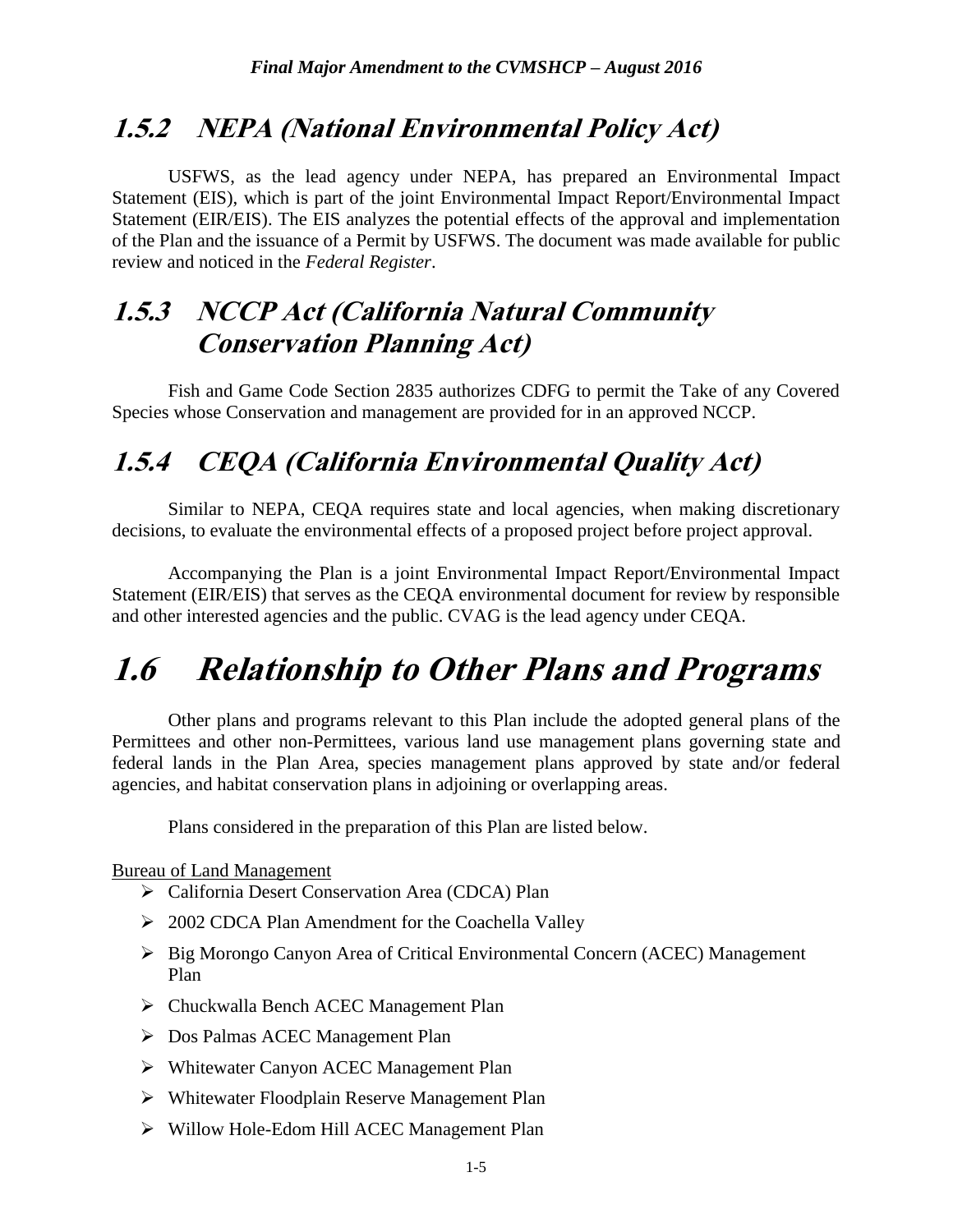### 1.5.2 NEPA (National Environmental Policy Act)

USFWS, as the lead agency under NEPA, has prepared an Environmental Impact Statement (EIS), which is part of the joint Environmental Impact Report/Environmental Impact Statement (EIR/EIS). The EIS analyzes the potential effects of the approval and implementation of the Plan and the issuance of a Permit by USFWS. The document was made available for public review and noticed in the *Federal Register*.

### 1.5.3 NCCP Act (California Natural Community Conservation Planning Act)

Fish and Game Code Section 2835 authorizes CDFG to permit the Take of any Covered Species whose Conservation and management are provided for in an approved NCCP.

### 1.5.4 CEQA (California Environmental Quality Act)

Similar to NEPA, CEQA requires state and local agencies, when making discretionary decisions, to evaluate the environmental effects of a proposed project before project approval.

Accompanying the Plan is a joint Environmental Impact Report/Environmental Impact Statement (EIR/EIS) that serves as the CEQA environmental document for review by responsible and other interested agencies and the public. CVAG is the lead agency under CEQA.

## 1.6 Relationship to Other Plans and Programs

Other plans and programs relevant to this Plan include the adopted general plans of the Permittees and other non-Permittees, various land use management plans governing state and federal lands in the Plan Area, species management plans approved by state and/or federal agencies, and habitat conservation plans in adjoining or overlapping areas.

Plans considered in the preparation of this Plan are listed below.

Bureau of Land Management

- California Desert Conservation Area (CDCA) Plan
- 2002 CDCA Plan Amendment for the Coachella Valley
- Big Morongo Canyon Area of Critical Environmental Concern (ACEC) Management Plan
- Chuckwalla Bench ACEC Management Plan
- Dos Palmas ACEC Management Plan
- Whitewater Canyon ACEC Management Plan
- Whitewater Floodplain Reserve Management Plan
- Willow Hole-Edom Hill ACEC Management Plan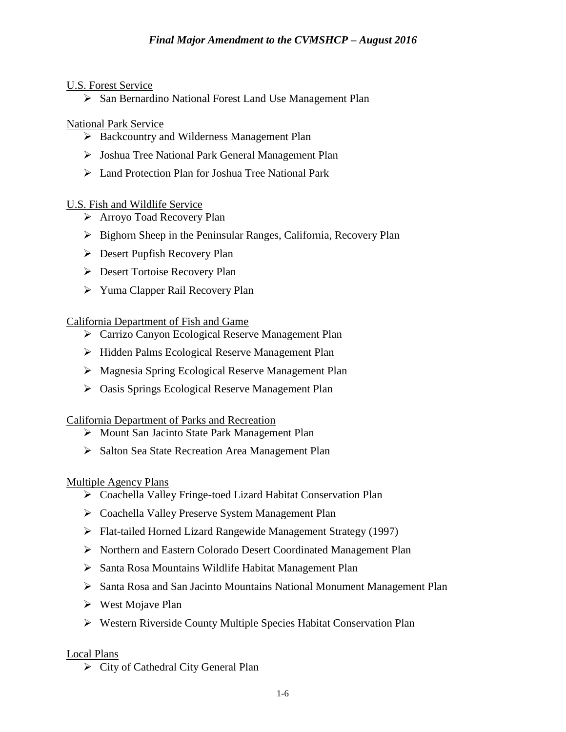<u>U.S. Forest Service</u>

- San Bernardino National Forest Land Use Management Plan

<u>National Park Service</u>

- Backcountry and Wilderness Management Plan
- Joshua Tree National Park General Management Plan
- Land Protection Plan for Joshua Tree National Park

<u>U.S. Fish and Wildlife Service</u>

- Arroyo Toad Recovery Plan
- Bighorn Sheep in the Peninsular Ranges, California, Recovery Plan
- Desert Pupfish Recovery Plan
- Desert Tortoise Recovery Plan
- Yuma Clapper Rail Recovery Plan

<u>California Department of Fish and Game</u>

- Carrizo Canyon Ecological Reserve Management Plan
- Hidden Palms Ecological Reserve Management Plan
- Magnesia Spring Ecological Reserve Management Plan
- Oasis Springs Ecological Reserve Management Plan

<u>California Department of Parks and Recreation</u>

- Mount San Jacinto State Park Management Plan
- Salton Sea State Recreation Area Management Plan

<u>Multiple Agency Plans</u>

- Coachella Valley Fringe-toed Lizard Habitat Conservation Plan
- Coachella Valley Preserve System Management Plan
- Flat-tailed Horned Lizard Rangewide Management Strategy (1997)
- Northern and Eastern Colorado Desert Coordinated Management Plan
- Santa Rosa Mountains Wildlife Habitat Management Plan
- Santa Rosa and San Jacinto Mountains National Monument Management Plan
- West Mojave Plan
- Western Riverside County Multiple Species Habitat Conservation Plan

<u>Local Plans</u>

- City of Cathedral City General Plan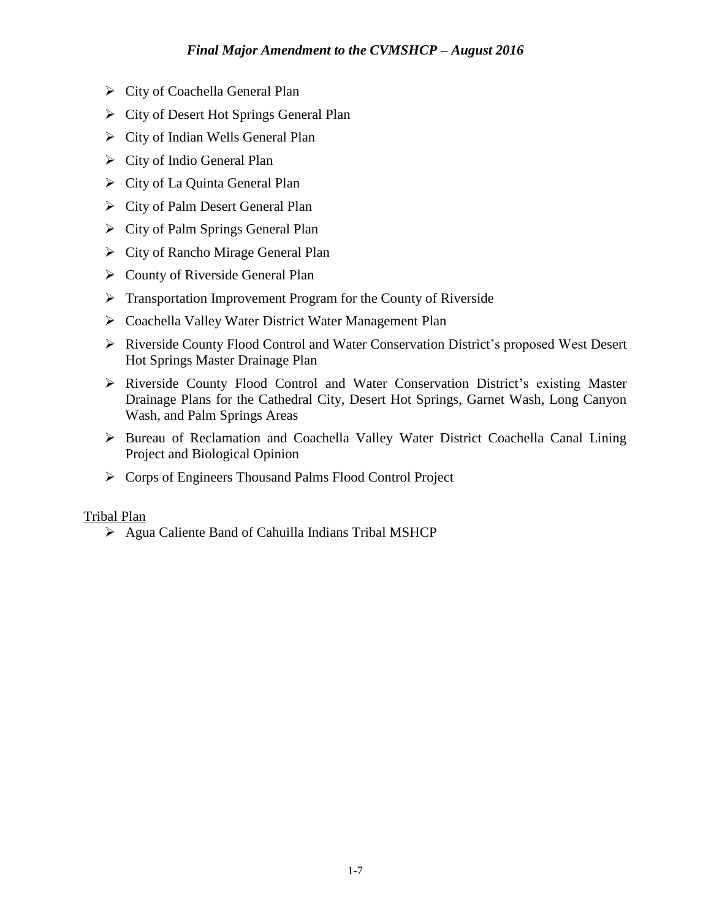- City of Coachella General Plan
- City of Desert Hot Springs General Plan
- City of Indian Wells General Plan
- City of Indio General Plan
- City of La Quinta General Plan
- City of Palm Desert General Plan
- City of Palm Springs General Plan
- City of Rancho Mirage General Plan
- County of Riverside General Plan
- Transportation Improvement Program for the County of Riverside
- Coachella Valley Water District Water Management Plan
- Riverside County Flood Control and Water Conservation District's proposed West Desert Hot Springs Master Drainage Plan
- Riverside County Flood Control and Water Conservation District's existing Master Drainage Plans for the Cathedral City, Desert Hot Springs, Garnet Wash, Long Canyon Wash, and Palm Springs Areas
- Bureau of Reclamation and Coachella Valley Water District Coachella Canal Lining Project and Biological Opinion
- Corps of Engineers Thousand Palms Flood Control Project

<u>Tribal Plan</u>

- Agua Caliente Band of Cahuilla Indians Tribal MSHCP